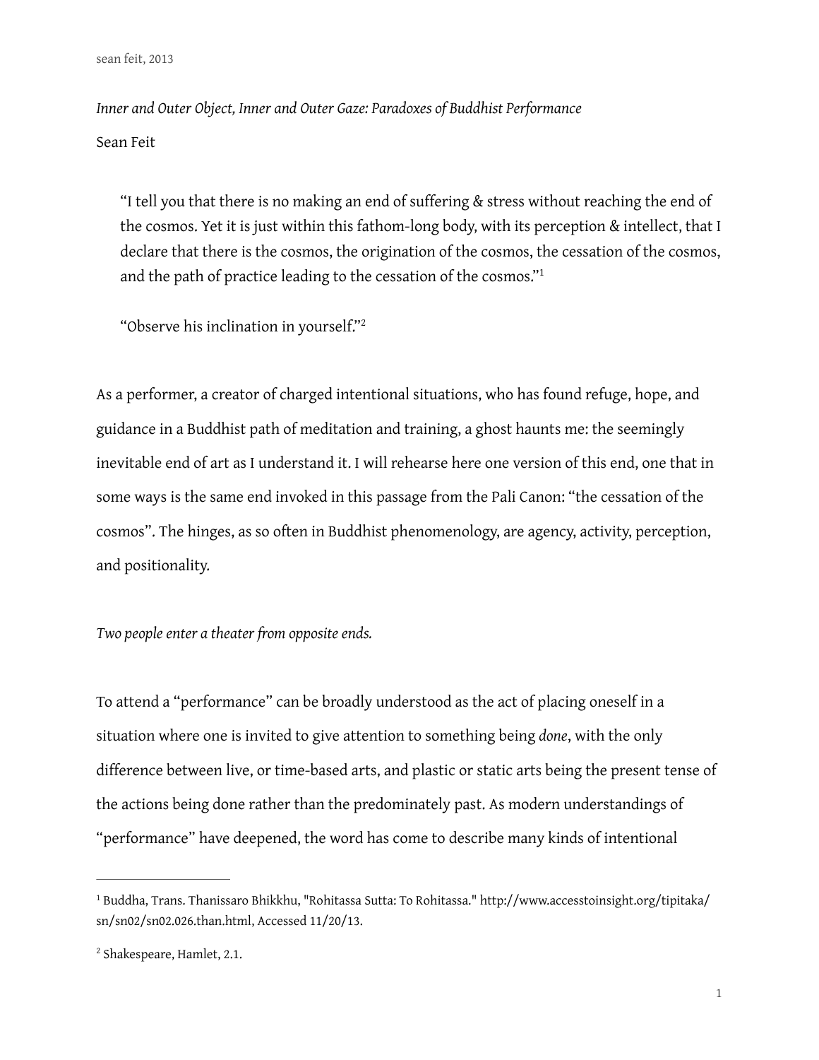*Inner and Outer Object, Inner and Outer Gaze: Paradoxes of Buddhist Performance*

Sean Feit

> "I tell you that there is no making an end of suffering & stress without reaching the end of the cosmos. Yet it is just within this fathom-long body, with its perception & intellect, that I declare that there is the cosmos, the origination of the cosmos, the cessation of the cosmos, and the path of practice leading to the cessation of the cosmos."[1]
>
> "Observe his inclination in yourself."[2]

As a performer, a creator of charged intentional situations, who has found refuge, hope, and guidance in a Buddhist path of meditation and training, a ghost haunts me: the seemingly inevitable end of art as I understand it. I will rehearse here one version of this end, one that in some ways is the same end invoked in this passage from the Pali Canon: "the cessation of the cosmos". The hinges, as so often in Buddhist phenomenology, are agency, activity, perception, and positionality.

*Two people enter a theater from opposite ends.*

To attend a "performance" can be broadly understood as the act of placing oneself in a situation where one is invited to give attention to something being *done*, with the only difference between live, or time-based arts, and plastic or static arts being the present tense of the actions being done rather than the predominately past. As modern understandings of "performance" have deepened, the word has come to describe many kinds of intentional

---

[1] Buddha, Trans. Thanissaro Bhikkhu, "Rohitassa Sutta: To Rohitassa." http://www.accesstoinsight.org/tipitaka/sn/sn02/sn02.026.than.html, Accessed 11/20/13.

[2] Shakespeare, Hamlet, 2.1.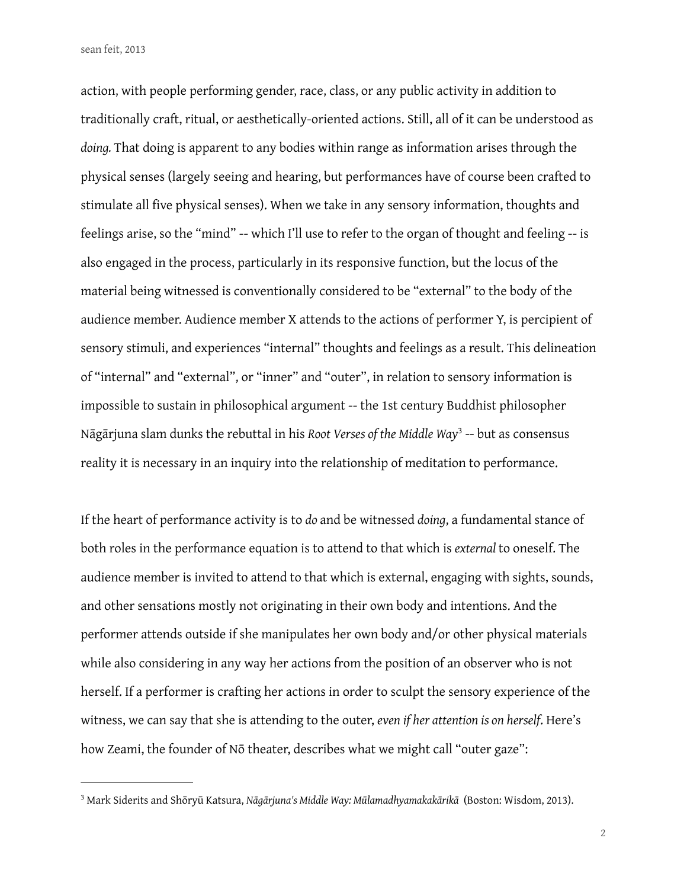action, with people performing gender, race, class, or any public activity in addition to traditionally craft, ritual, or aesthetically-oriented actions. Still, all of it can be understood as *doing.* That doing is apparent to any bodies within range as information arises through the physical senses (largely seeing and hearing, but performances have of course been crafted to stimulate all five physical senses). When we take in any sensory information, thoughts and feelings arise, so the "mind" -- which I'll use to refer to the organ of thought and feeling -- is also engaged in the process, particularly in its responsive function, but the locus of the material being witnessed is conventionally considered to be "external" to the body of the audience member. Audience member X attends to the actions of performer Y, is percipient of sensory stimuli, and experiences "internal" thoughts and feelings as a result. This delineation of "internal" and "external", or "inner" and "outer", in relation to sensory information is impossible to sustain in philosophical argument -- the 1st century Buddhist philosopher Nāgārjuna slam dunks the rebuttal in his *Root Verses of the Middle Way*[3] -- but as consensus reality it is necessary in an inquiry into the relationship of meditation to performance.

If the heart of performance activity is to *do* and be witnessed *doing*, a fundamental stance of both roles in the performance equation is to attend to that which is *external* to oneself. The audience member is invited to attend to that which is external, engaging with sights, sounds, and other sensations mostly not originating in their own body and intentions. And the performer attends outside if she manipulates her own body and/or other physical materials while also considering in any way her actions from the position of an observer who is not herself. If a performer is crafting her actions in order to sculpt the sensory experience of the witness, we can say that she is attending to the outer, *even if her attention is on herself*. Here's how Zeami, the founder of Nō theater, describes what we might call "outer gaze":

---

[3] Mark Siderits and Shōryū Katsura, *Nāgārjuna's Middle Way: Mūlamadhyamakakārikā* (Boston: Wisdom, 2013).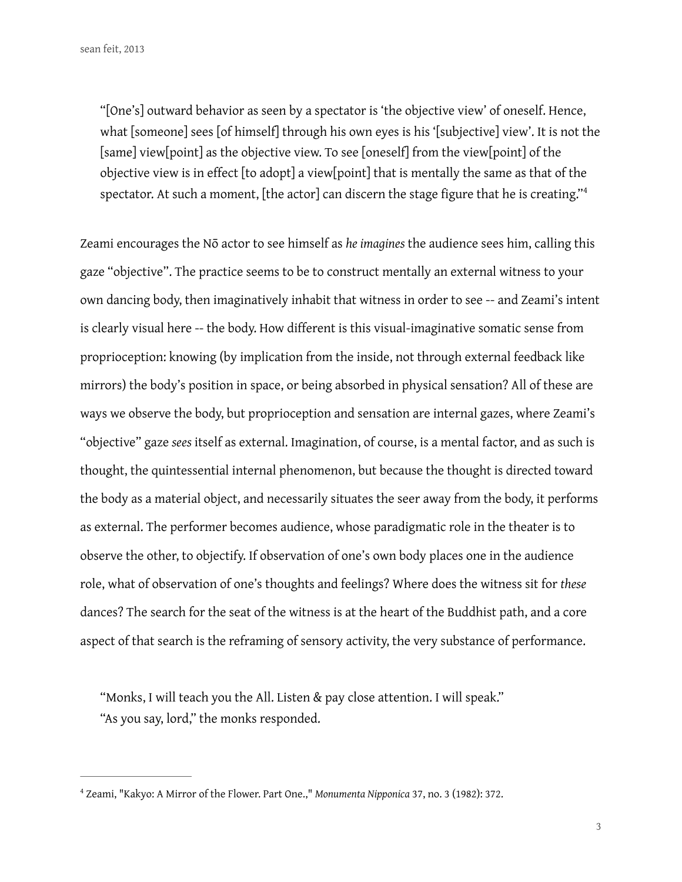> "[One's] outward behavior as seen by a spectator is 'the objective view' of oneself. Hence, what [someone] sees [of himself] through his own eyes is his '[subjective] view'. It is not the [same] view[point] as the objective view. To see [oneself] from the view[point] of the objective view is in effect [to adopt] a view[point] that is mentally the same as that of the spectator. At such a moment, [the actor] can discern the stage figure that he is creating."[4]

Zeami encourages the Nō actor to see himself as *he imagines* the audience sees him, calling this gaze "objective". The practice seems to be to construct mentally an external witness to your own dancing body, then imaginatively inhabit that witness in order to see -- and Zeami's intent is clearly visual here -- the body. How different is this visual-imaginative somatic sense from proprioception: knowing (by implication from the inside, not through external feedback like mirrors) the body's position in space, or being absorbed in physical sensation? All of these are ways we observe the body, but proprioception and sensation are internal gazes, where Zeami's "objective" gaze *sees* itself as external. Imagination, of course, is a mental factor, and as such is thought, the quintessential internal phenomenon, but because the thought is directed toward the body as a material object, and necessarily situates the seer away from the body, it performs as external. The performer becomes audience, whose paradigmatic role in the theater is to observe the other, to objectify. If observation of one's own body places one in the audience role, what of observation of one's thoughts and feelings? Where does the witness sit for *these* dances? The search for the seat of the witness is at the heart of the Buddhist path, and a core aspect of that search is the reframing of sensory activity, the very substance of performance.

> "Monks, I will teach you the All. Listen & pay close attention. I will speak."
> "As you say, lord," the monks responded.

---

[4] Zeami, "Kakyo: A Mirror of the Flower. Part One.," *Monumenta Nipponica* 37, no. 3 (1982): 372.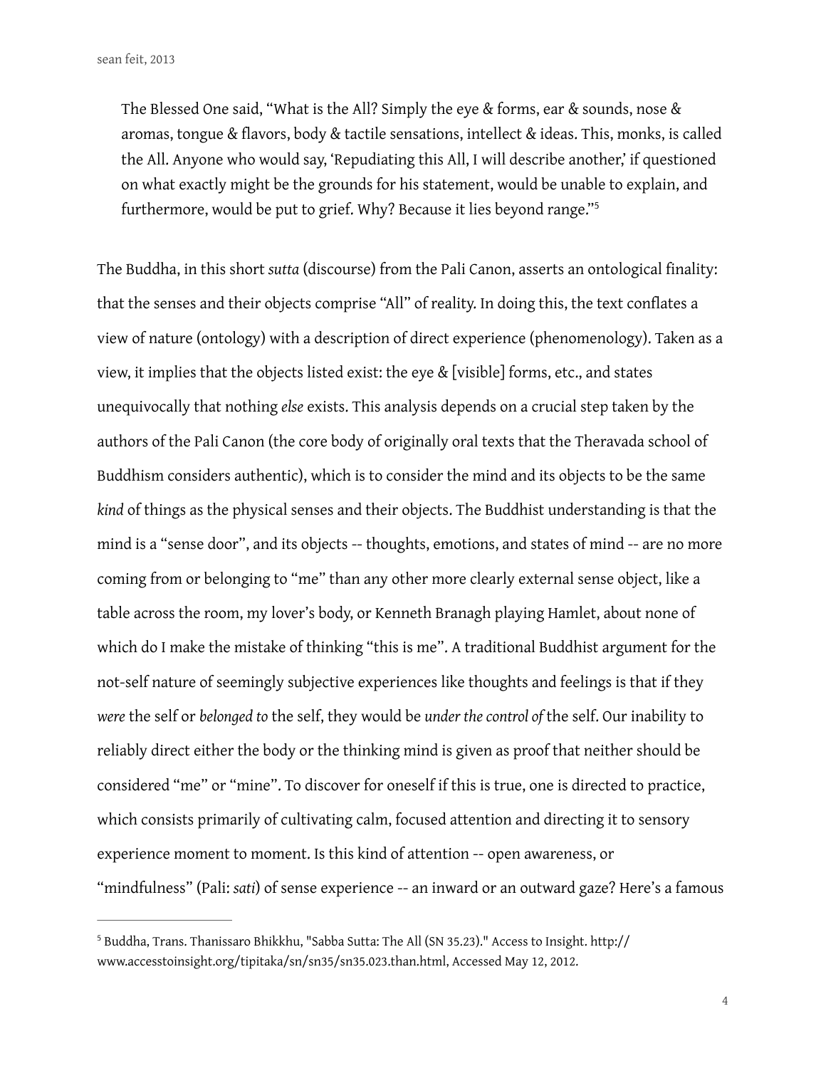> The Blessed One said, "What is the All? Simply the eye & forms, ear & sounds, nose & aromas, tongue & flavors, body & tactile sensations, intellect & ideas. This, monks, is called the All. Anyone who would say, 'Repudiating this All, I will describe another,' if questioned on what exactly might be the grounds for his statement, would be unable to explain, and furthermore, would be put to grief. Why? Because it lies beyond range."[5]

The Buddha, in this short *sutta* (discourse) from the Pali Canon, asserts an ontological finality: that the senses and their objects comprise "All" of reality. In doing this, the text conflates a view of nature (ontology) with a description of direct experience (phenomenology). Taken as a view, it implies that the objects listed exist: the eye & [visible] forms, etc., and states unequivocally that nothing *else* exists. This analysis depends on a crucial step taken by the authors of the Pali Canon (the core body of originally oral texts that the Theravada school of Buddhism considers authentic), which is to consider the mind and its objects to be the same *kind* of things as the physical senses and their objects. The Buddhist understanding is that the mind is a "sense door", and its objects -- thoughts, emotions, and states of mind -- are no more coming from or belonging to "me" than any other more clearly external sense object, like a table across the room, my lover's body, or Kenneth Branagh playing Hamlet, about none of which do I make the mistake of thinking "this is me". A traditional Buddhist argument for the not-self nature of seemingly subjective experiences like thoughts and feelings is that if they *were* the self or *belonged to* the self, they would be *under the control of* the self. Our inability to reliably direct either the body or the thinking mind is given as proof that neither should be considered "me" or "mine". To discover for oneself if this is true, one is directed to practice, which consists primarily of cultivating calm, focused attention and directing it to sensory experience moment to moment. Is this kind of attention -- open awareness, or "mindfulness" (Pali: *sati*) of sense experience -- an inward or an outward gaze? Here's a famous

---

[5] Buddha, Trans. Thanissaro Bhikkhu, "Sabba Sutta: The All (SN 35.23)." Access to Insight. http://www.accesstoinsight.org/tipitaka/sn/sn35/sn35.023.than.html, Accessed May 12, 2012.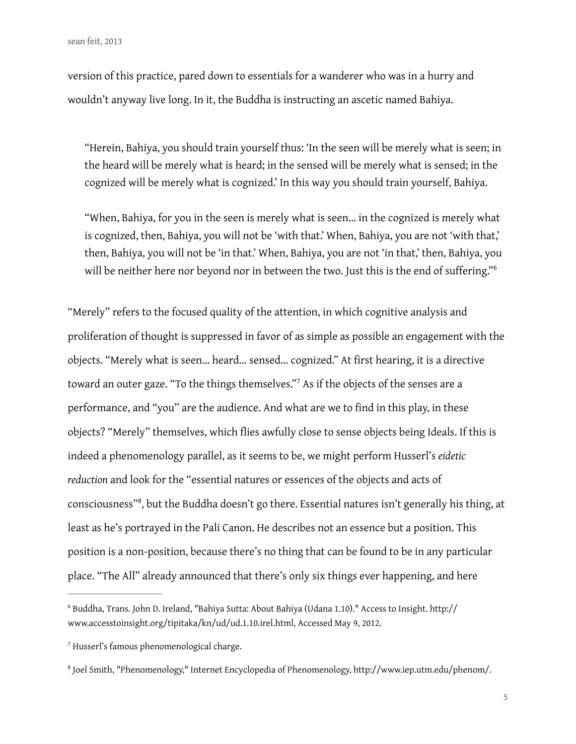version of this practice, pared down to essentials for a wanderer who was in a hurry and wouldn't anyway live long. In it, the Buddha is instructing an ascetic named Bahiya.

> "Herein, Bahiya, you should train yourself thus: 'In the seen will be merely what is seen; in the heard will be merely what is heard; in the sensed will be merely what is sensed; in the cognized will be merely what is cognized.' In this way you should train yourself, Bahiya.
>
> "When, Bahiya, for you in the seen is merely what is seen... in the cognized is merely what is cognized, then, Bahiya, you will not be 'with that.' When, Bahiya, you are not 'with that,' then, Bahiya, you will not be 'in that.' When, Bahiya, you are not 'in that,' then, Bahiya, you will be neither here nor beyond nor in between the two. Just this is the end of suffering."[6]

"Merely" refers to the focused quality of the attention, in which cognitive analysis and proliferation of thought is suppressed in favor of as simple as possible an engagement with the objects. "Merely what is seen... heard... sensed... cognized." At first hearing, it is a directive toward an outer gaze. "To the things themselves."[7] As if the objects of the senses are a performance, and "you" are the audience. And what are we to find in this play, in these objects? "Merely" themselves, which flies awfully close to sense objects being Ideals. If this is indeed a phenomenology parallel, as it seems to be, we might perform Husserl's *eidetic reduction* and look for the "essential natures or essences of the objects and acts of consciousness"[8], but the Buddha doesn't go there. Essential natures isn't generally his thing, at least as he's portrayed in the Pali Canon. He describes not an essence but a position. This position is a non-position, because there's no thing that can be found to be in any particular place. "The All" already announced that there's only six things ever happening, and here

---

[6] Buddha, Trans. John D. Ireland, "Bahiya Sutta: About Bahiya (Udana 1.10)." Access to Insight. http://www.accesstoinsight.org/tipitaka/kn/ud/ud.1.10.irel.html, Accessed May 9, 2012.

[7] Husserl's famous phenomenological charge.

[8] Joel Smith, "Phenomenology," Internet Encyclopedia of Phenomenology, http://www.iep.utm.edu/phenom/.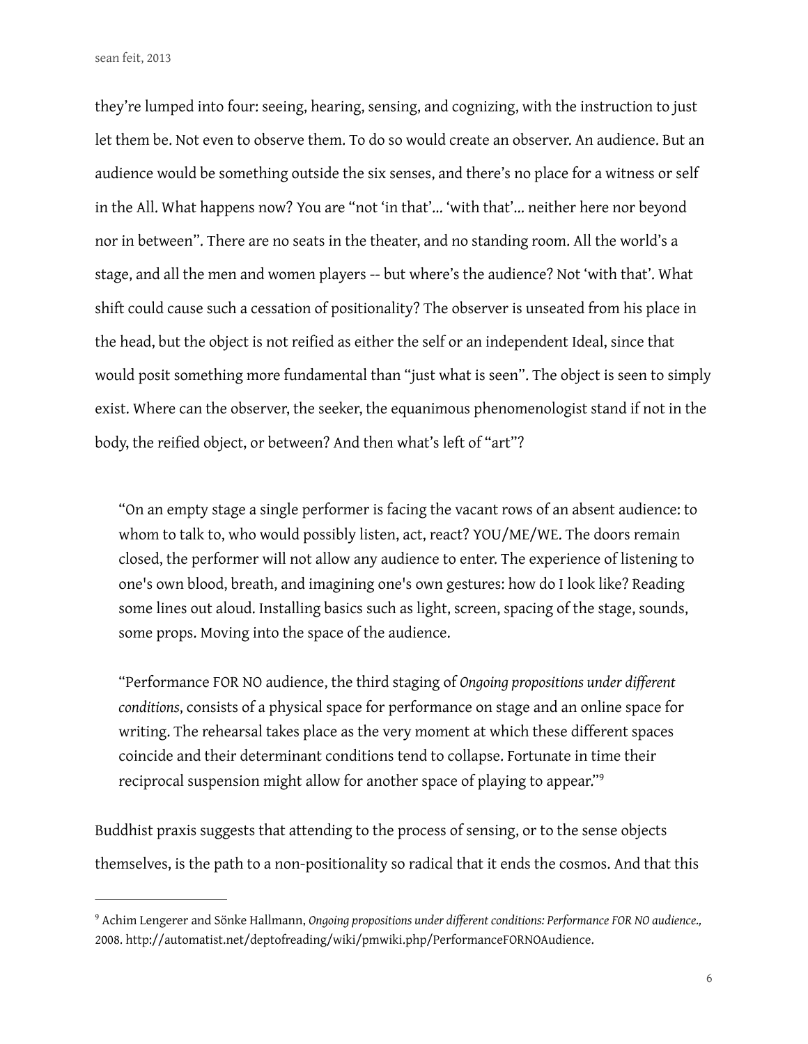they're lumped into four: seeing, hearing, sensing, and cognizing, with the instruction to just let them be. Not even to observe them. To do so would create an observer. An audience. But an audience would be something outside the six senses, and there's no place for a witness or self in the All. What happens now? You are "not 'in that'... 'with that'... neither here nor beyond nor in between". There are no seats in the theater, and no standing room. All the world's a stage, and all the men and women players -- but where's the audience? Not 'with that'. What shift could cause such a cessation of positionality? The observer is unseated from his place in the head, but the object is not reified as either the self or an independent Ideal, since that would posit something more fundamental than "just what is seen". The object is seen to simply exist. Where can the observer, the seeker, the equanimous phenomenologist stand if not in the body, the reified object, or between? And then what's left of "art"?

> "On an empty stage a single performer is facing the vacant rows of an absent audience: to whom to talk to, who would possibly listen, act, react? YOU/ME/WE. The doors remain closed, the performer will not allow any audience to enter. The experience of listening to one's own blood, breath, and imagining one's own gestures: how do I look like? Reading some lines out aloud. Installing basics such as light, screen, spacing of the stage, sounds, some props. Moving into the space of the audience.
>
> "Performance FOR NO audience, the third staging of *Ongoing propositions under different conditions*, consists of a physical space for performance on stage and an online space for writing. The rehearsal takes place as the very moment at which these different spaces coincide and their determinant conditions tend to collapse. Fortunate in time their reciprocal suspension might allow for another space of playing to appear."[9]

Buddhist praxis suggests that attending to the process of sensing, or to the sense objects themselves, is the path to a non-positionality so radical that it ends the cosmos. And that this

---

[9] Achim Lengerer and Sönke Hallmann, *Ongoing propositions under different conditions: Performance FOR NO audience.,* 2008. http://automatist.net/deptofreading/wiki/pmwiki.php/PerformanceFORNOAudience.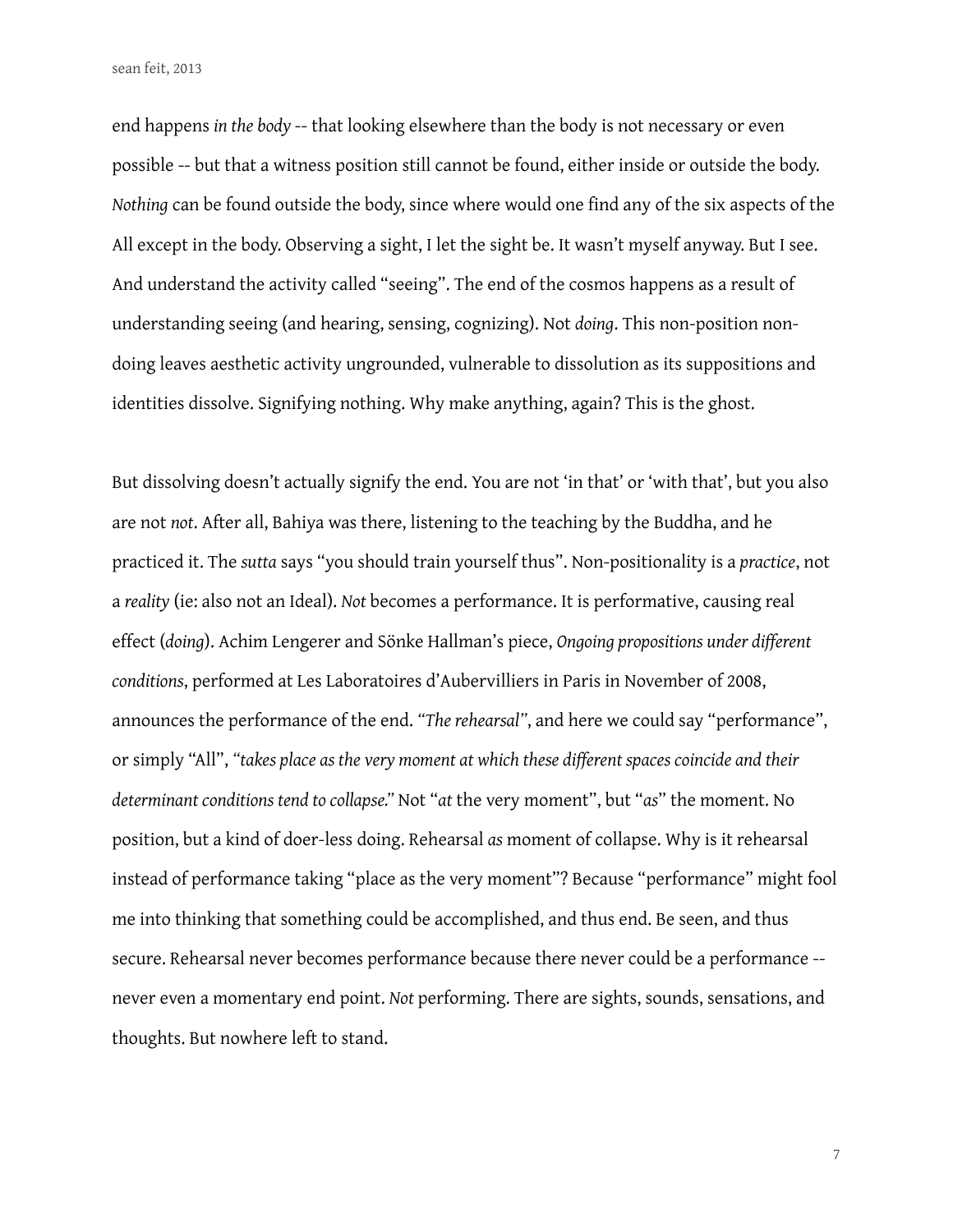end happens *in the body* -- that looking elsewhere than the body is not necessary or even possible -- but that a witness position still cannot be found, either inside or outside the body. *Nothing* can be found outside the body, since where would one find any of the six aspects of the All except in the body. Observing a sight, I let the sight be. It wasn't myself anyway. But I see. And understand the activity called "seeing". The end of the cosmos happens as a result of understanding seeing (and hearing, sensing, cognizing). Not *doing*. This non-position non-doing leaves aesthetic activity ungrounded, vulnerable to dissolution as its suppositions and identities dissolve. Signifying nothing. Why make anything, again? This is the ghost.

But dissolving doesn't actually signify the end. You are not 'in that' or 'with that', but you also are not *not*. After all, Bahiya was there, listening to the teaching by the Buddha, and he practiced it. The *sutta* says "you should train yourself thus". Non-positionality is a *practice*, not a *reality* (ie: also not an Ideal). *Not* becomes a performance. It is performative, causing real effect (*doing*). Achim Lengerer and Sönke Hallman's piece, *Ongoing propositions under different conditions*, performed at Les Laboratoires d'Aubervilliers in Paris in November of 2008, announces the performance of the end. *"The rehearsal"*, and here we could say "performance", or simply "All", *"takes place as the very moment at which these different spaces coincide and their determinant conditions tend to collapse."* Not "*at* the very moment", but "*as*" the moment. No position, but a kind of doer-less doing. Rehearsal *as* moment of collapse. Why is it rehearsal instead of performance taking "place as the very moment"? Because "performance" might fool me into thinking that something could be accomplished, and thus end. Be seen, and thus secure. Rehearsal never becomes performance because there never could be a performance -- never even a momentary end point. *Not* performing. There are sights, sounds, sensations, and thoughts. But nowhere left to stand.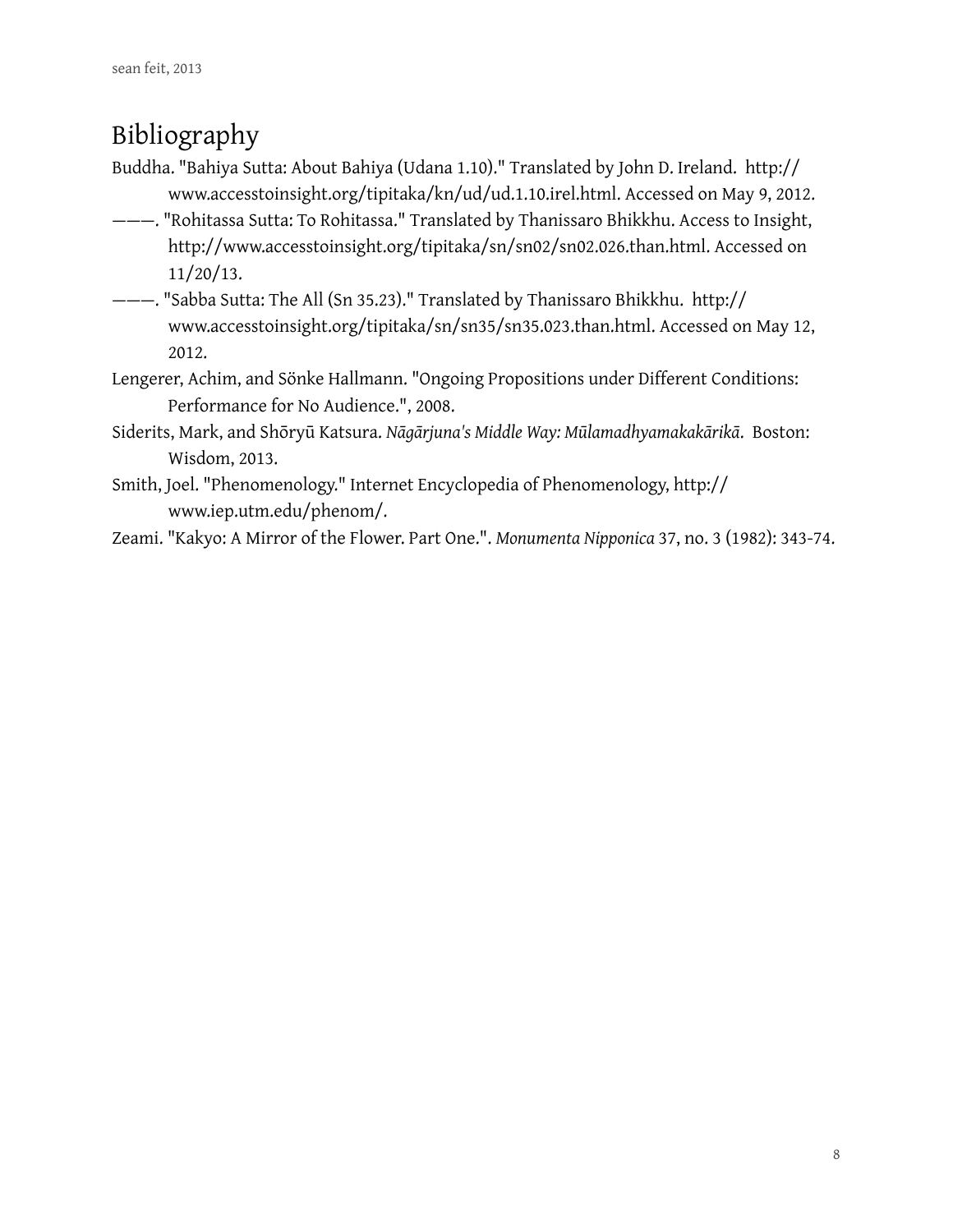# Bibliography

Buddha. "Bahiya Sutta: About Bahiya (Udana 1.10)." Translated by John D. Ireland. http://www.accesstoinsight.org/tipitaka/kn/ud/ud.1.10.irel.html. Accessed on May 9, 2012.

———. "Rohitassa Sutta: To Rohitassa." Translated by Thanissaro Bhikkhu. Access to Insight, http://www.accesstoinsight.org/tipitaka/sn/sn02/sn02.026.than.html. Accessed on 11/20/13.

———. "Sabba Sutta: The All (Sn 35.23)." Translated by Thanissaro Bhikkhu. http://www.accesstoinsight.org/tipitaka/sn/sn35/sn35.023.than.html. Accessed on May 12, 2012.

Lengerer, Achim, and Sönke Hallmann. "Ongoing Propositions under Different Conditions: Performance for No Audience.", 2008.

Siderits, Mark, and Shōryū Katsura. *Nāgārjuna's Middle Way: Mūlamadhyamakakārikā*. Boston: Wisdom, 2013.

Smith, Joel. "Phenomenology." Internet Encyclopedia of Phenomenology, http://www.iep.utm.edu/phenom/.

Zeami. "Kakyo: A Mirror of the Flower. Part One.". *Monumenta Nipponica* 37, no. 3 (1982): 343-74.